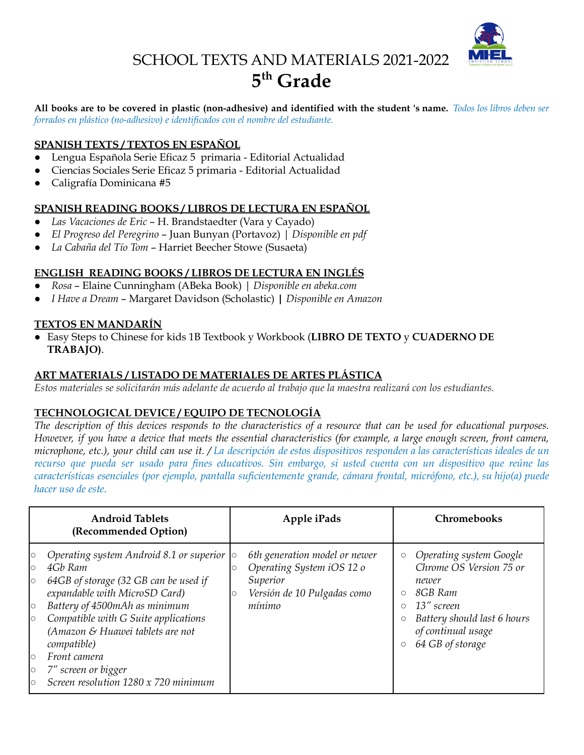# SCHOOL TEXTS AND MATERIALS 2021-2022

## 5th Grade

**All books are to be covered in plastic (non-adhesive) and identified with the student 's name.** *Todos los libros deben ser forrados en plástico (no-adhesivo) e identificados con el nombre del estudiante.*

### SPANISH TEXTS / TEXTOS EN ESPAÑOL

- Lengua Española Serie Eficaz 5 primaria - Editorial Actualidad
- Ciencias Sociales Serie Eficaz 5 primaria - Editorial Actualidad
- Caligrafía Dominicana #5

### SPANISH READING BOOKS / LIBROS DE LECTURA EN ESPAÑOL

- *Las Vacaciones de Eric* – H. Brandstaedter (Vara y Cayado)
- *El Progreso del Peregrino* – Juan Bunyan (Portavoz) | *Disponible en pdf*
- *La Cabaña del Tío Tom* – Harriet Beecher Stowe (Susaeta)

### ENGLISH READING BOOKS / LIBROS DE LECTURA EN INGLÉS

- *Rosa* – Elaine Cunningham (ABeka Book) | *Disponible en abeka.com*
- *I Have a Dream* – Margaret Davidson (Scholastic) **|** *Disponible en Amazon*

### TEXTOS EN MANDARÍN

- Easy Steps to Chinese for kids 1B Textbook y Workbook (**LIBRO DE TEXTO** y **CUADERNO DE TRABAJO)**.

### ART MATERIALS / LISTADO DE MATERIALES DE ARTES PLÁSTICA

*Estos materiales se solicitarán más adelante de acuerdo al trabajo que la maestra realizará con los estudiantes.*

### TECHNOLOGICAL DEVICE / EQUIPO DE TECNOLOGÍA

*The description of this devices responds to the characteristics of a resource that can be used for educational purposes. However, if you have a device that meets the essential characteristics (for example, a large enough screen, front camera, microphone, etc.), your child can use it. / La descripción de estos dispositivos responden a las características ideales de un recurso que pueda ser usado para fines educativos. Sin embargo, si usted cuenta con un dispositivo que reúne las características esenciales (por ejemplo, pantalla suficientemente grande, cámara frontal, micrófono, etc.), su hijo(a) puede hacer uso de este.*

| **Android Tablets (Recommended Option)** | **Apple iPads** | **Chromebooks** |
|---|---|---|
| ○ *Operating system Android 8.1 or superior*<br>○ *4Gb Ram*<br>○ *64GB of storage (32 GB can be used if expandable with MicroSD Card)*<br>○ *Battery of 4500mAh as minimum*<br>○ *Compatible with G Suite applications (Amazon & Huawei tablets are not compatible)*<br>○ *Front camera*<br>○ *7" screen or bigger*<br>○ *Screen resolution 1280 x 720 minimum* | ○ *6th generation model or newer*<br>○ *Operating System iOS 12 o Superior*<br>○ *Versión de 10 Pulgadas como mínimo* | ○ *Operating system Google Chrome OS Version 75 or newer*<br>○ *8GB Ram*<br>○ *13" screen*<br>○ *Battery should last 6 hours of continual usage*<br>○ *64 GB of storage* |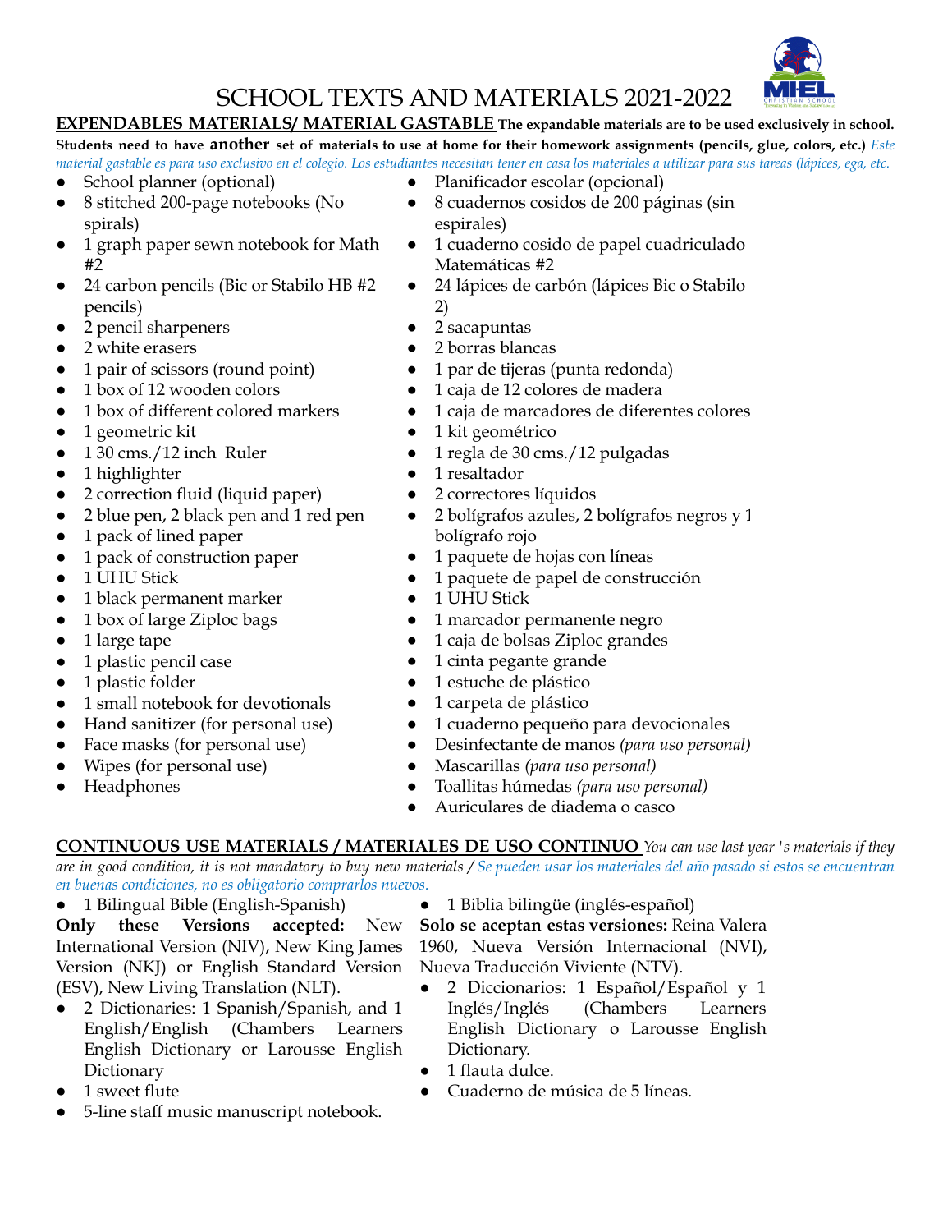# SCHOOL TEXTS AND MATERIALS 2021-2022

**EXPENDABLES MATERIALS/ MATERIAL GASTABLE** **The expandable materials are to be used exclusively in school. Students need to have another set of materials to use at home for their homework assignments (pencils, glue, colors, etc.)** *Este material gastable es para uso exclusivo en el colegio. Los estudiantes necesitan tener en casa los materiales a utilizar para sus tareas (lápices, ega, etc.*

- School planner (optional)
- 8 stitched 200-page notebooks (No spirals)
- 1 graph paper sewn notebook for Math #2
- 24 carbon pencils (Bic or Stabilo HB #2 pencils)
- 2 pencil sharpeners
- 2 white erasers
- 1 pair of scissors (round point)
- 1 box of 12 wooden colors
- 1 box of different colored markers
- 1 geometric kit
- 1 30 cms./12 inch Ruler
- 1 highlighter
- 2 correction fluid (liquid paper)
- 2 blue pen, 2 black pen and 1 red pen
- 1 pack of lined paper
- 1 pack of construction paper
- 1 UHU Stick
- 1 black permanent marker
- 1 box of large Ziploc bags
- 1 large tape
- 1 plastic pencil case
- 1 plastic folder
- 1 small notebook for devotionals
- Hand sanitizer (for personal use)
- Face masks (for personal use)
- Wipes (for personal use)
- Headphones

- Planificador escolar (opcional)
- 8 cuadernos cosidos de 200 páginas (sin espirales)
- 1 cuaderno cosido de papel cuadriculado Matemáticas #2
- 24 lápices de carbón (lápices Bic o Stabilo 2)
- 2 sacapuntas
- 2 borras blancas
- 1 par de tijeras (punta redonda)
- 1 caja de 12 colores de madera
- 1 caja de marcadores de diferentes colores
- 1 kit geométrico
- 1 regla de 30 cms./12 pulgadas
- 1 resaltador
- 2 correctores líquidos
- 2 bolígrafos azules, 2 bolígrafos negros y 1 bolígrafo rojo
- 1 paquete de hojas con líneas
- 1 paquete de papel de construcción
- 1 UHU Stick
- 1 marcador permanente negro
- 1 caja de bolsas Ziploc grandes
- 1 cinta pegante grande
- 1 estuche de plástico
- 1 carpeta de plástico
- 1 cuaderno pequeño para devocionales
- Desinfectante de manos *(para uso personal)*
- Mascarillas *(para uso personal)*
- Toallitas húmedas *(para uso personal)*
- Auriculares de diadema o casco

**CONTINUOUS USE MATERIALS / MATERIALES DE USO CONTINUO** *You can use last year 's materials if they are in good condition, it is not mandatory to buy new materials / Se pueden usar los materiales del año pasado si estos se encuentran en buenas condiciones, no es obligatorio comprarlos nuevos.*

- 1 Bilingual Bible (English-Spanish)

**Only these Versions accepted:** New International Version (NIV), New King James Version (NKJ) or English Standard Version (ESV), New Living Translation (NLT).

- 2 Dictionaries: 1 Spanish/Spanish, and 1 English/English (Chambers Learners English Dictionary or Larousse English Dictionary
- 1 sweet flute
- 5-line staff music manuscript notebook.

- 1 Biblia bilingüe (inglés-español)

**Solo se aceptan estas versiones:** Reina Valera 1960, Nueva Versión Internacional (NVI), Nueva Traducción Viviente (NTV).

- 2 Diccionarios: 1 Español/Español y 1 Inglés/Inglés (Chambers Learners English Dictionary o Larousse English Dictionary.
- 1 flauta dulce.
- Cuaderno de música de 5 líneas.